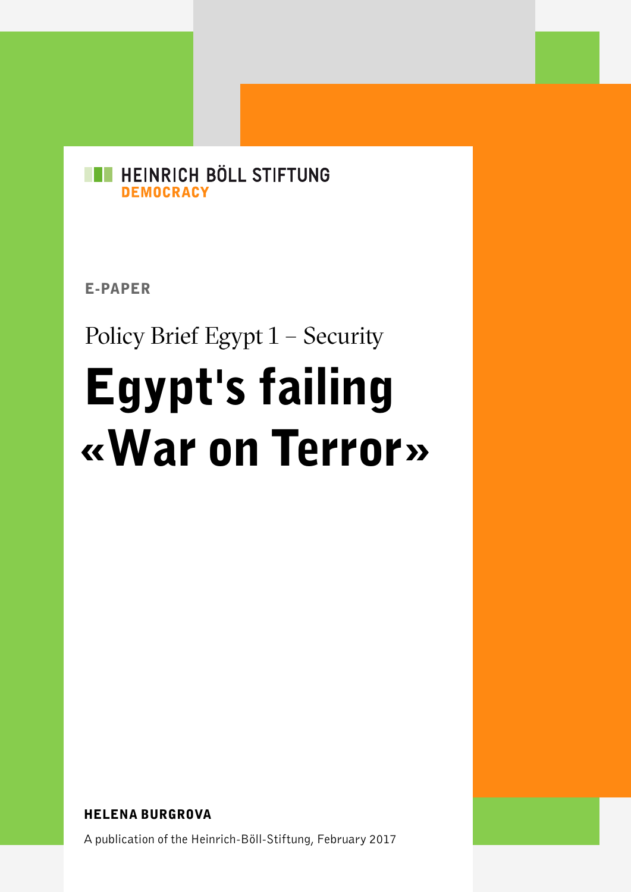HEINRICH BÖLL STIFTUNG
DEMOCRACY

E-PAPER

Policy Brief Egypt 1 – Security

# Egypt's failing «War on Terror»

**HELENA BURGROVA**

A publication of the Heinrich-Böll-Stiftung, February 2017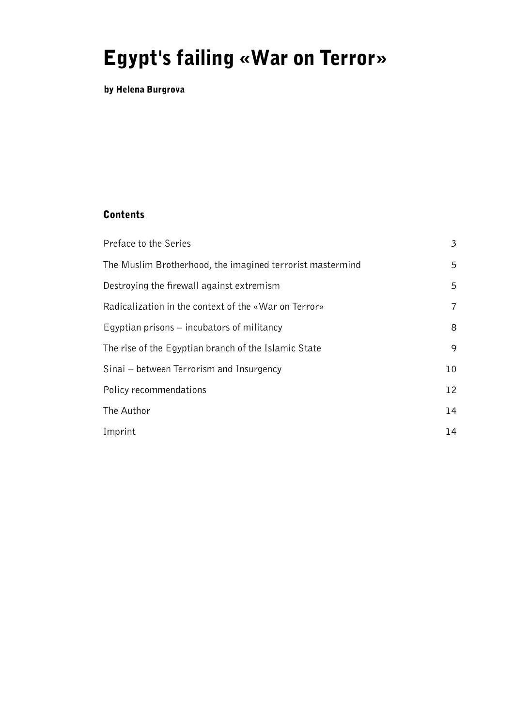# Egypt's failing «War on Terror»

**by Helena Burgrova**

## Contents

| | |
|---|---|
| Preface to the Series | 3 |
| The Muslim Brotherhood, the imagined terrorist mastermind | 5 |
| Destroying the firewall against extremism | 5 |
| Radicalization in the context of the «War on Terror» | 7 |
| Egyptian prisons – incubators of militancy | 8 |
| The rise of the Egyptian branch of the Islamic State | 9 |
| Sinai – between Terrorism and Insurgency | 10 |
| Policy recommendations | 12 |
| The Author | 14 |
| Imprint | 14 |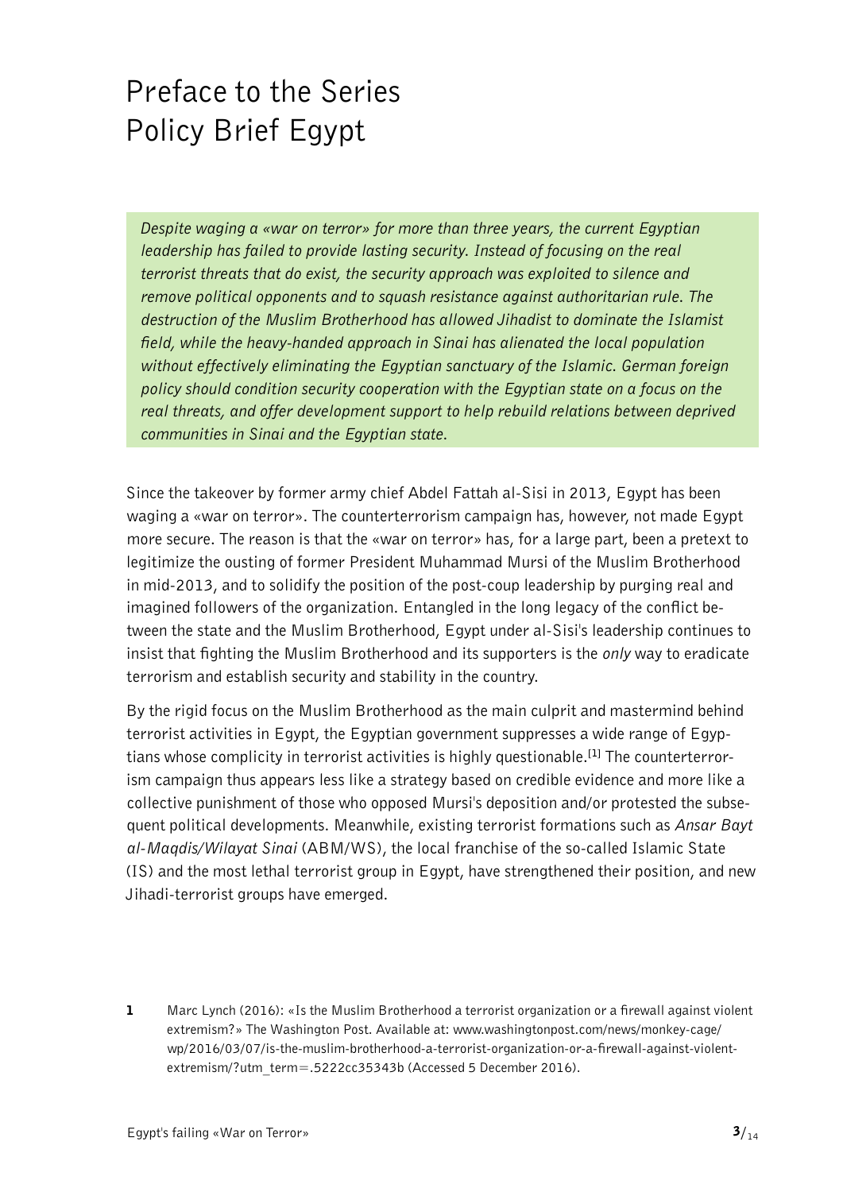# Preface to the Series Policy Brief Egypt

*Despite waging a «war on terror» for more than three years, the current Egyptian leadership has failed to provide lasting security. Instead of focusing on the real terrorist threats that do exist, the security approach was exploited to silence and remove political opponents and to squash resistance against authoritarian rule. The destruction of the Muslim Brotherhood has allowed Jihadist to dominate the Islamist field, while the heavy-handed approach in Sinai has alienated the local population without effectively eliminating the Egyptian sanctuary of the Islamic. German foreign policy should condition security cooperation with the Egyptian state on a focus on the real threats, and offer development support to help rebuild relations between deprived communities in Sinai and the Egyptian state.*

Since the takeover by former army chief Abdel Fattah al-Sisi in 2013, Egypt has been waging a «war on terror». The counterterrorism campaign has, however, not made Egypt more secure. The reason is that the «war on terror» has, for a large part, been a pretext to legitimize the ousting of former President Muhammad Mursi of the Muslim Brotherhood in mid-2013, and to solidify the position of the post-coup leadership by purging real and imagined followers of the organization. Entangled in the long legacy of the conflict between the state and the Muslim Brotherhood, Egypt under al-Sisi's leadership continues to insist that fighting the Muslim Brotherhood and its supporters is the *only* way to eradicate terrorism and establish security and stability in the country.

By the rigid focus on the Muslim Brotherhood as the main culprit and mastermind behind terrorist activities in Egypt, the Egyptian government suppresses a wide range of Egyptians whose complicity in terrorist activities is highly questionable.[1] The counterterrorism campaign thus appears less like a strategy based on credible evidence and more like a collective punishment of those who opposed Mursi's deposition and/or protested the subsequent political developments. Meanwhile, existing terrorist formations such as *Ansar Bayt al-Maqdis/Wilayat Sinai* (ABM/WS), the local franchise of the so-called Islamic State (IS) and the most lethal terrorist group in Egypt, have strengthened their position, and new Jihadi-terrorist groups have emerged.

**1** Marc Lynch (2016): «Is the Muslim Brotherhood a terrorist organization or a firewall against violent extremism?» The Washington Post. Available at: www.washingtonpost.com/news/monkey-cage/wp/2016/03/07/is-the-muslim-brotherhood-a-terrorist-organization-or-a-firewall-against-violent-extremism/?utm_term=.5222cc35343b (Accessed 5 December 2016).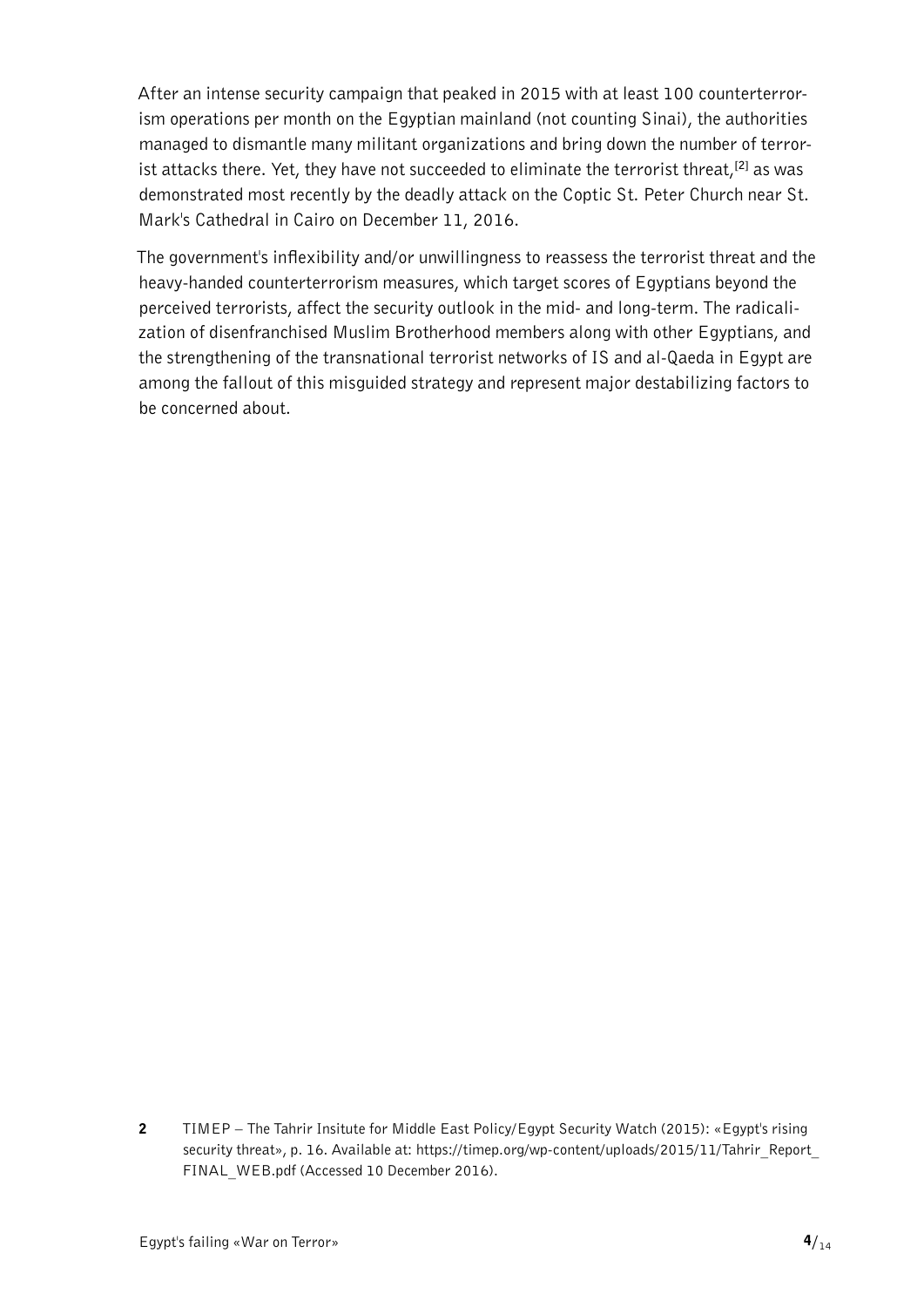After an intense security campaign that peaked in 2015 with at least 100 counterterrorism operations per month on the Egyptian mainland (not counting Sinai), the authorities managed to dismantle many militant organizations and bring down the number of terrorist attacks there. Yet, they have not succeeded to eliminate the terrorist threat,[2] as was demonstrated most recently by the deadly attack on the Coptic St. Peter Church near St. Mark's Cathedral in Cairo on December 11, 2016.

The government's inflexibility and/or unwillingness to reassess the terrorist threat and the heavy-handed counterterrorism measures, which target scores of Egyptians beyond the perceived terrorists, affect the security outlook in the mid- and long-term. The radicalization of disenfranchised Muslim Brotherhood members along with other Egyptians, and the strengthening of the transnational terrorist networks of IS and al-Qaeda in Egypt are among the fallout of this misguided strategy and represent major destabilizing factors to be concerned about.

**2** TIMEP – The Tahrir Insitute for Middle East Policy/Egypt Security Watch (2015): «Egypt's rising security threat», p. 16. Available at: https://timep.org/wp-content/uploads/2015/11/Tahrir_Report_FINAL_WEB.pdf (Accessed 10 December 2016).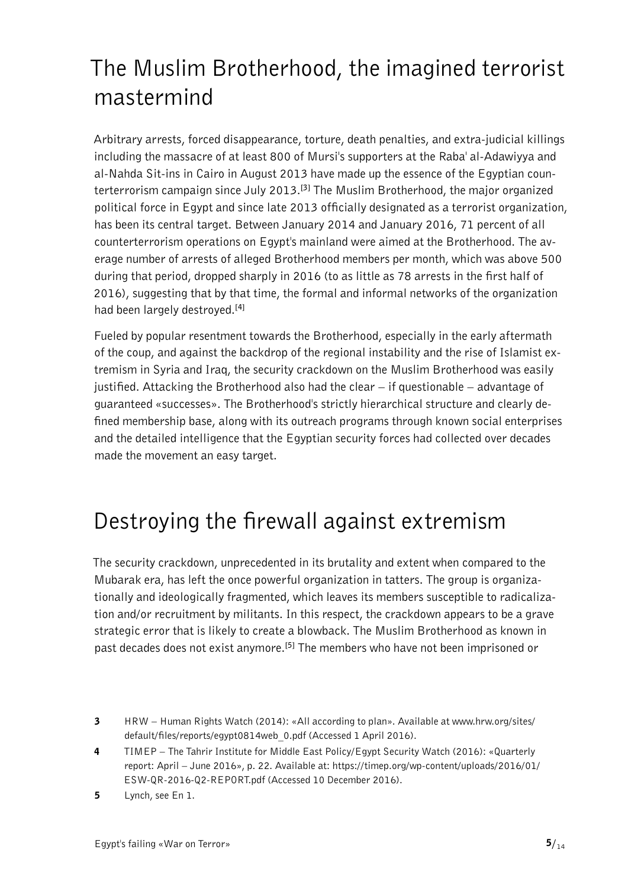## The Muslim Brotherhood, the imagined terrorist mastermind

Arbitrary arrests, forced disappearance, torture, death penalties, and extra-judicial killings including the massacre of at least 800 of Mursi's supporters at the Raba' al-Adawiyya and al-Nahda Sit-ins in Cairo in August 2013 have made up the essence of the Egyptian counterterrorism campaign since July 2013.[3] The Muslim Brotherhood, the major organized political force in Egypt and since late 2013 officially designated as a terrorist organization, has been its central target. Between January 2014 and January 2016, 71 percent of all counterterrorism operations on Egypt's mainland were aimed at the Brotherhood. The average number of arrests of alleged Brotherhood members per month, which was above 500 during that period, dropped sharply in 2016 (to as little as 78 arrests in the first half of 2016), suggesting that by that time, the formal and informal networks of the organization had been largely destroyed.[4]

Fueled by popular resentment towards the Brotherhood, especially in the early aftermath of the coup, and against the backdrop of the regional instability and the rise of Islamist extremism in Syria and Iraq, the security crackdown on the Muslim Brotherhood was easily justified. Attacking the Brotherhood also had the clear – if questionable – advantage of guaranteed «successes». The Brotherhood's strictly hierarchical structure and clearly defined membership base, along with its outreach programs through known social enterprises and the detailed intelligence that the Egyptian security forces had collected over decades made the movement an easy target.

## Destroying the firewall against extremism

The security crackdown, unprecedented in its brutality and extent when compared to the Mubarak era, has left the once powerful organization in tatters. The group is organizationally and ideologically fragmented, which leaves its members susceptible to radicalization and/or recruitment by militants. In this respect, the crackdown appears to be a grave strategic error that is likely to create a blowback. The Muslim Brotherhood as known in past decades does not exist anymore.[5] The members who have not been imprisoned or

**3** HRW – Human Rights Watch (2014): «All according to plan». Available at www.hrw.org/sites/default/files/reports/egypt0814web_0.pdf (Accessed 1 April 2016).

**4** TIMEP – The Tahrir Institute for Middle East Policy/Egypt Security Watch (2016): «Quarterly report: April – June 2016», p. 22. Available at: https://timep.org/wp-content/uploads/2016/01/ESW-QR-2016-Q2-REPORT.pdf (Accessed 10 December 2016).

**5** Lynch, see En 1.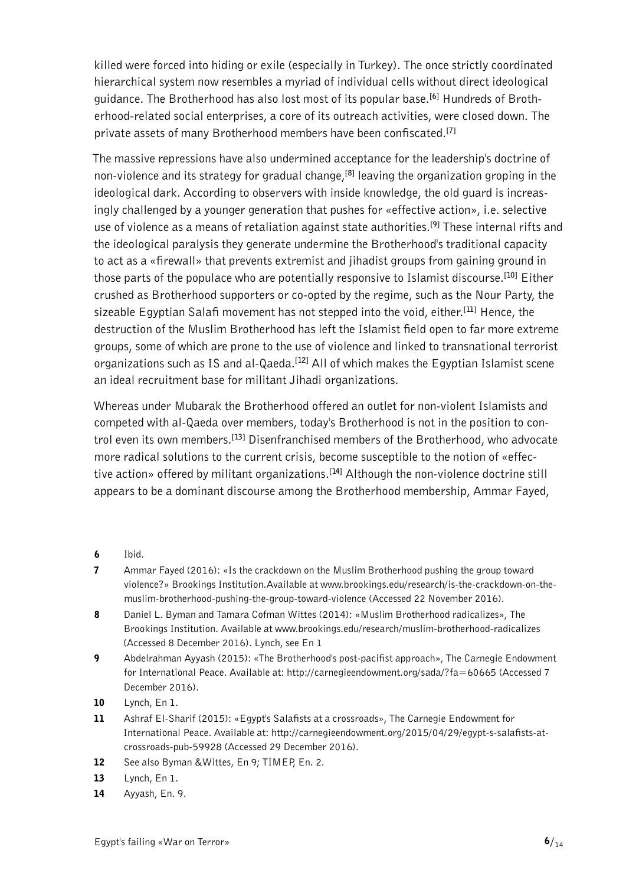killed were forced into hiding or exile (especially in Turkey). The once strictly coordinated hierarchical system now resembles a myriad of individual cells without direct ideological guidance. The Brotherhood has also lost most of its popular base.[6] Hundreds of Brotherhood-related social enterprises, a core of its outreach activities, were closed down. The private assets of many Brotherhood members have been confiscated.[7]

The massive repressions have also undermined acceptance for the leadership's doctrine of non-violence and its strategy for gradual change,[8] leaving the organization groping in the ideological dark. According to observers with inside knowledge, the old guard is increasingly challenged by a younger generation that pushes for «effective action», i.e. selective use of violence as a means of retaliation against state authorities.[9] These internal rifts and the ideological paralysis they generate undermine the Brotherhood's traditional capacity to act as a «firewall» that prevents extremist and jihadist groups from gaining ground in those parts of the populace who are potentially responsive to Islamist discourse.[10] Either crushed as Brotherhood supporters or co-opted by the regime, such as the Nour Party, the sizeable Egyptian Salafi movement has not stepped into the void, either.[11] Hence, the destruction of the Muslim Brotherhood has left the Islamist field open to far more extreme groups, some of which are prone to the use of violence and linked to transnational terrorist organizations such as IS and al-Qaeda.[12] All of which makes the Egyptian Islamist scene an ideal recruitment base for militant Jihadi organizations.

Whereas under Mubarak the Brotherhood offered an outlet for non-violent Islamists and competed with al-Qaeda over members, today's Brotherhood is not in the position to control even its own members.[13] Disenfranchised members of the Brotherhood, who advocate more radical solutions to the current crisis, become susceptible to the notion of «effective action» offered by militant organizations.[14] Although the non-violence doctrine still appears to be a dominant discourse among the Brotherhood membership, Ammar Fayed,

---

**6** Ibid.

**7** Ammar Fayed (2016): «Is the crackdown on the Muslim Brotherhood pushing the group toward violence?» Brookings Institution.Available at www.brookings.edu/research/is-the-crackdown-on-the-muslim-brotherhood-pushing-the-group-toward-violence (Accessed 22 November 2016).

**8** Daniel L. Byman and Tamara Cofman Wittes (2014): «Muslim Brotherhood radicalizes», The Brookings Institution. Available at www.brookings.edu/research/muslim-brotherhood-radicalizes (Accessed 8 December 2016). Lynch, see En 1

**9** Abdelrahman Ayyash (2015): «The Brotherhood's post-pacifist approach», The Carnegie Endowment for International Peace. Available at: http://carnegieendowment.org/sada/?fa=60665 (Accessed 7 December 2016).

**10** Lynch, En 1.

**11** Ashraf El-Sharif (2015): «Egypt's Salafists at a crossroads», The Carnegie Endowment for International Peace. Available at: http://carnegieendowment.org/2015/04/29/egypt-s-salafists-at-crossroads-pub-59928 (Accessed 29 December 2016).

**12** See also Byman &Wittes, En 9; TIMEP, En. 2.

**13** Lynch, En 1.

**14** Ayyash, En. 9.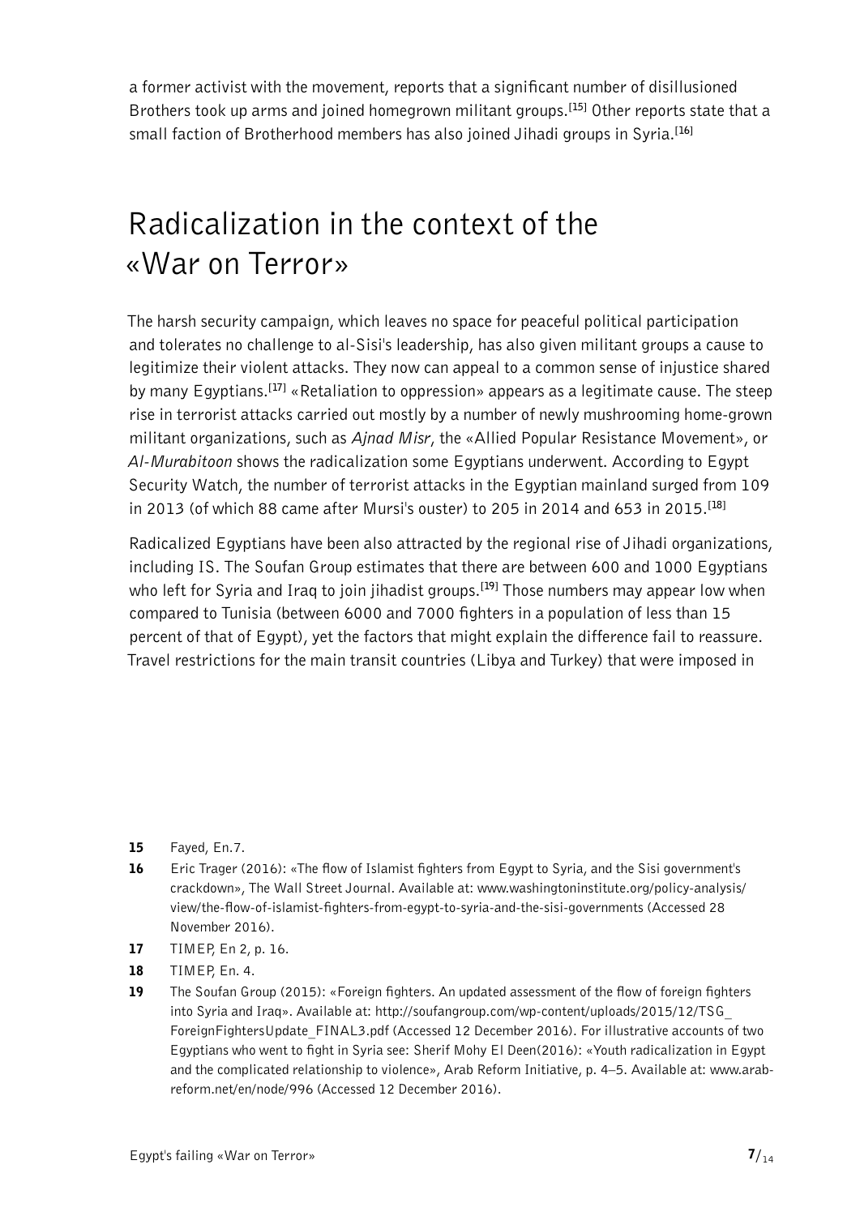a former activist with the movement, reports that a significant number of disillusioned Brothers took up arms and joined homegrown militant groups.[15] Other reports state that a small faction of Brotherhood members has also joined Jihadi groups in Syria.[16]

# Radicalization in the context of the «War on Terror»

The harsh security campaign, which leaves no space for peaceful political participation and tolerates no challenge to al-Sisi's leadership, has also given militant groups a cause to legitimize their violent attacks. They now can appeal to a common sense of injustice shared by many Egyptians.[17] «Retaliation to oppression» appears as a legitimate cause. The steep rise in terrorist attacks carried out mostly by a number of newly mushrooming home-grown militant organizations, such as *Ajnad Misr*, the «Allied Popular Resistance Movement», or *Al-Murabitoon* shows the radicalization some Egyptians underwent. According to Egypt Security Watch, the number of terrorist attacks in the Egyptian mainland surged from 109 in 2013 (of which 88 came after Mursi's ouster) to 205 in 2014 and 653 in 2015.[18]

Radicalized Egyptians have been also attracted by the regional rise of Jihadi organizations, including IS. The Soufan Group estimates that there are between 600 and 1000 Egyptians who left for Syria and Iraq to join jihadist groups.[19] Those numbers may appear low when compared to Tunisia (between 6000 and 7000 fighters in a population of less than 15 percent of that of Egypt), yet the factors that might explain the difference fail to reassure. Travel restrictions for the main transit countries (Libya and Turkey) that were imposed in

**15** Fayed, En.7.

**16** Eric Trager (2016): «The flow of Islamist fighters from Egypt to Syria, and the Sisi government's crackdown», The Wall Street Journal. Available at: www.washingtoninstitute.org/policy-analysis/view/the-flow-of-islamist-fighters-from-egypt-to-syria-and-the-sisi-governments (Accessed 28 November 2016).

**17** TIMEP, En 2, p. 16.

**18** TIMEP, En. 4.

**19** The Soufan Group (2015): «Foreign fighters. An updated assessment of the flow of foreign fighters into Syria and Iraq». Available at: http://soufangroup.com/wp-content/uploads/2015/12/TSG_ForeignFightersUpdate_FINAL3.pdf (Accessed 12 December 2016). For illustrative accounts of two Egyptians who went to fight in Syria see: Sherif Mohy El Deen(2016): «Youth radicalization in Egypt and the complicated relationship to violence», Arab Reform Initiative, p. 4–5. Available at: www.arab-reform.net/en/node/996 (Accessed 12 December 2016).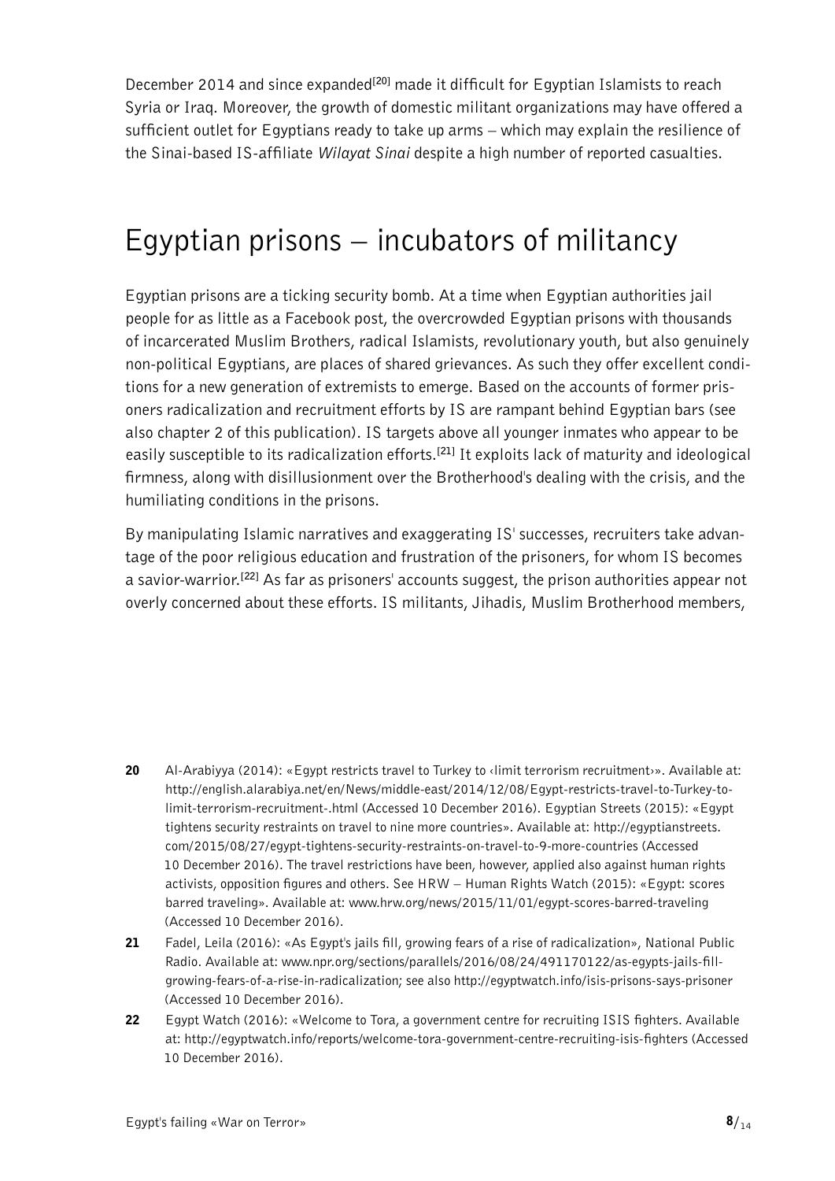December 2014 and since expanded[20] made it difficult for Egyptian Islamists to reach Syria or Iraq. Moreover, the growth of domestic militant organizations may have offered a sufficient outlet for Egyptians ready to take up arms – which may explain the resilience of the Sinai-based IS-affiliate *Wilayat Sinai* despite a high number of reported casualties.

## Egyptian prisons – incubators of militancy

Egyptian prisons are a ticking security bomb. At a time when Egyptian authorities jail people for as little as a Facebook post, the overcrowded Egyptian prisons with thousands of incarcerated Muslim Brothers, radical Islamists, revolutionary youth, but also genuinely non-political Egyptians, are places of shared grievances. As such they offer excellent conditions for a new generation of extremists to emerge. Based on the accounts of former prisoners radicalization and recruitment efforts by IS are rampant behind Egyptian bars (see also chapter 2 of this publication). IS targets above all younger inmates who appear to be easily susceptible to its radicalization efforts.[21] It exploits lack of maturity and ideological firmness, along with disillusionment over the Brotherhood's dealing with the crisis, and the humiliating conditions in the prisons.

By manipulating Islamic narratives and exaggerating IS' successes, recruiters take advantage of the poor religious education and frustration of the prisoners, for whom IS becomes a savior-warrior.[22] As far as prisoners' accounts suggest, the prison authorities appear not overly concerned about these efforts. IS militants, Jihadis, Muslim Brotherhood members,

---

**20** Al-Arabiyya (2014): «Egypt restricts travel to Turkey to ‹limit terrorism recruitment›». Available at: http://english.alarabiya.net/en/News/middle-east/2014/12/08/Egypt-restricts-travel-to-Turkey-to-limit-terrorism-recruitment-.html (Accessed 10 December 2016). Egyptian Streets (2015): «Egypt tightens security restraints on travel to nine more countries». Available at: http://egyptianstreets.com/2015/08/27/egypt-tightens-security-restraints-on-travel-to-9-more-countries (Accessed 10 December 2016). The travel restrictions have been, however, applied also against human rights activists, opposition figures and others. See HRW – Human Rights Watch (2015): «Egypt: scores barred traveling». Available at: www.hrw.org/news/2015/11/01/egypt-scores-barred-traveling (Accessed 10 December 2016).

**21** Fadel, Leila (2016): «As Egypt's jails fill, growing fears of a rise of radicalization», National Public Radio. Available at: www.npr.org/sections/parallels/2016/08/24/491170122/as-egypts-jails-fill-growing-fears-of-a-rise-in-radicalization; see also http://egyptwatch.info/isis-prisons-says-prisoner (Accessed 10 December 2016).

**22** Egypt Watch (2016): «Welcome to Tora, a government centre for recruiting ISIS fighters. Available at: http://egyptwatch.info/reports/welcome-tora-government-centre-recruiting-isis-fighters (Accessed 10 December 2016).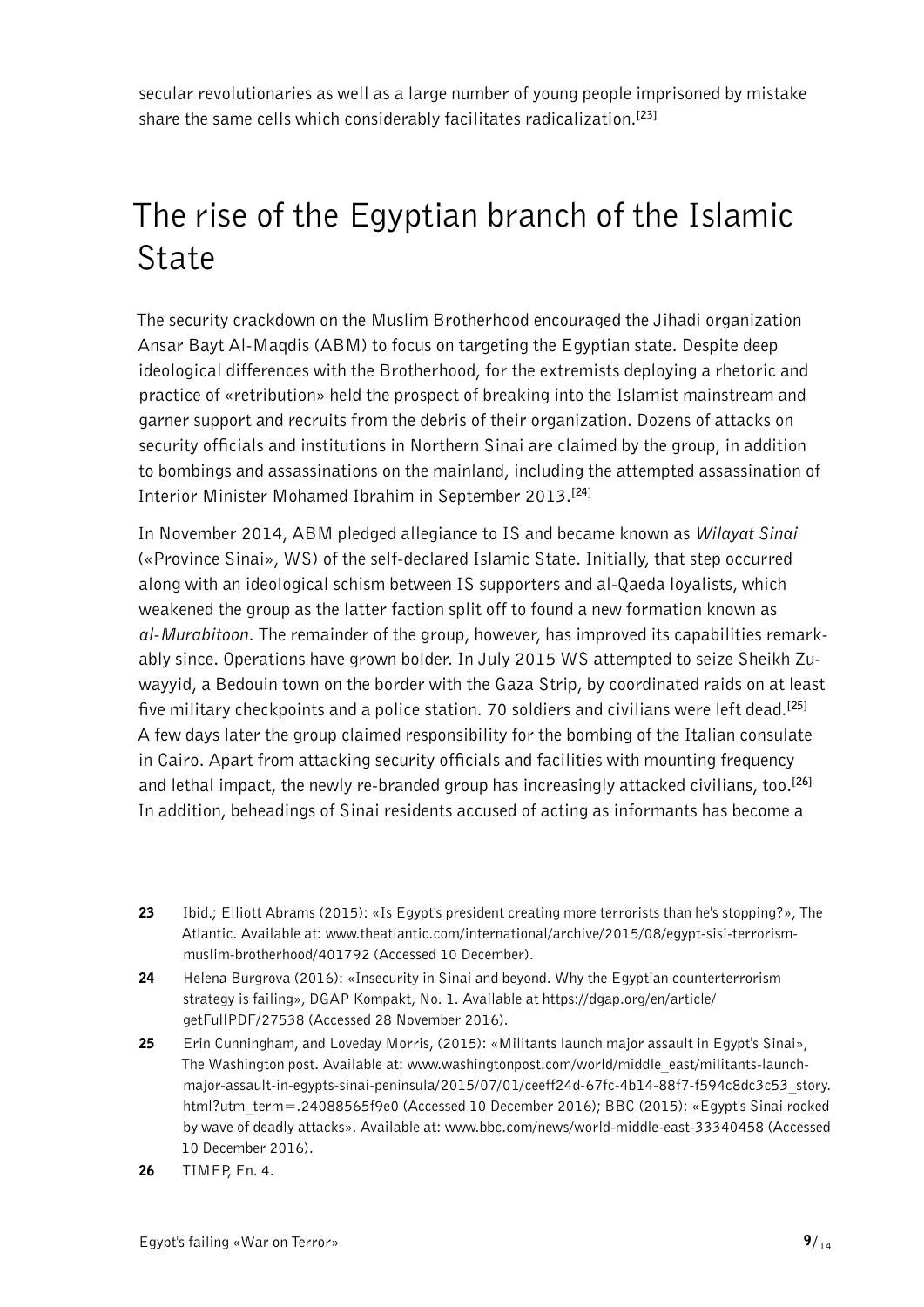secular revolutionaries as well as a large number of young people imprisoned by mistake share the same cells which considerably facilitates radicalization.[23]

## The rise of the Egyptian branch of the Islamic State

The security crackdown on the Muslim Brotherhood encouraged the Jihadi organization Ansar Bayt Al-Maqdis (ABM) to focus on targeting the Egyptian state. Despite deep ideological differences with the Brotherhood, for the extremists deploying a rhetoric and practice of «retribution» held the prospect of breaking into the Islamist mainstream and garner support and recruits from the debris of their organization. Dozens of attacks on security officials and institutions in Northern Sinai are claimed by the group, in addition to bombings and assassinations on the mainland, including the attempted assassination of Interior Minister Mohamed Ibrahim in September 2013.[24]

In November 2014, ABM pledged allegiance to IS and became known as *Wilayat Sinai* («Province Sinai», WS) of the self-declared Islamic State. Initially, that step occurred along with an ideological schism between IS supporters and al-Qaeda loyalists, which weakened the group as the latter faction split off to found a new formation known as *al-Murabitoon*. The remainder of the group, however, has improved its capabilities remarkably since. Operations have grown bolder. In July 2015 WS attempted to seize Sheikh Zuwayyid, a Bedouin town on the border with the Gaza Strip, by coordinated raids on at least five military checkpoints and a police station. 70 soldiers and civilians were left dead.[25] A few days later the group claimed responsibility for the bombing of the Italian consulate in Cairo. Apart from attacking security officials and facilities with mounting frequency and lethal impact, the newly re-branded group has increasingly attacked civilians, too.[26] In addition, beheadings of Sinai residents accused of acting as informants has become a

---

**23** Ibid.; Elliott Abrams (2015): «Is Egypt's president creating more terrorists than he's stopping?», The Atlantic. Available at: www.theatlantic.com/international/archive/2015/08/egypt-sisi-terrorism-muslim-brotherhood/401792 (Accessed 10 December).

**24** Helena Burgrova (2016): «Insecurity in Sinai and beyond. Why the Egyptian counterterrorism strategy is failing», DGAP Kompakt, No. 1. Available at https://dgap.org/en/article/getFullPDF/27538 (Accessed 28 November 2016).

**25** Erin Cunningham, and Loveday Morris, (2015): «Militants launch major assault in Egypt's Sinai», The Washington post. Available at: www.washingtonpost.com/world/middle_east/militants-launch-major-assault-in-egypts-sinai-peninsula/2015/07/01/ceeff24d-67fc-4b14-88f7-f594c8dc3c53_story.html?utm_term=.24088565f9e0 (Accessed 10 December 2016); BBC (2015): «Egypt's Sinai rocked by wave of deadly attacks». Available at: www.bbc.com/news/world-middle-east-33340458 (Accessed 10 December 2016).

**26** TIMEP, En. 4.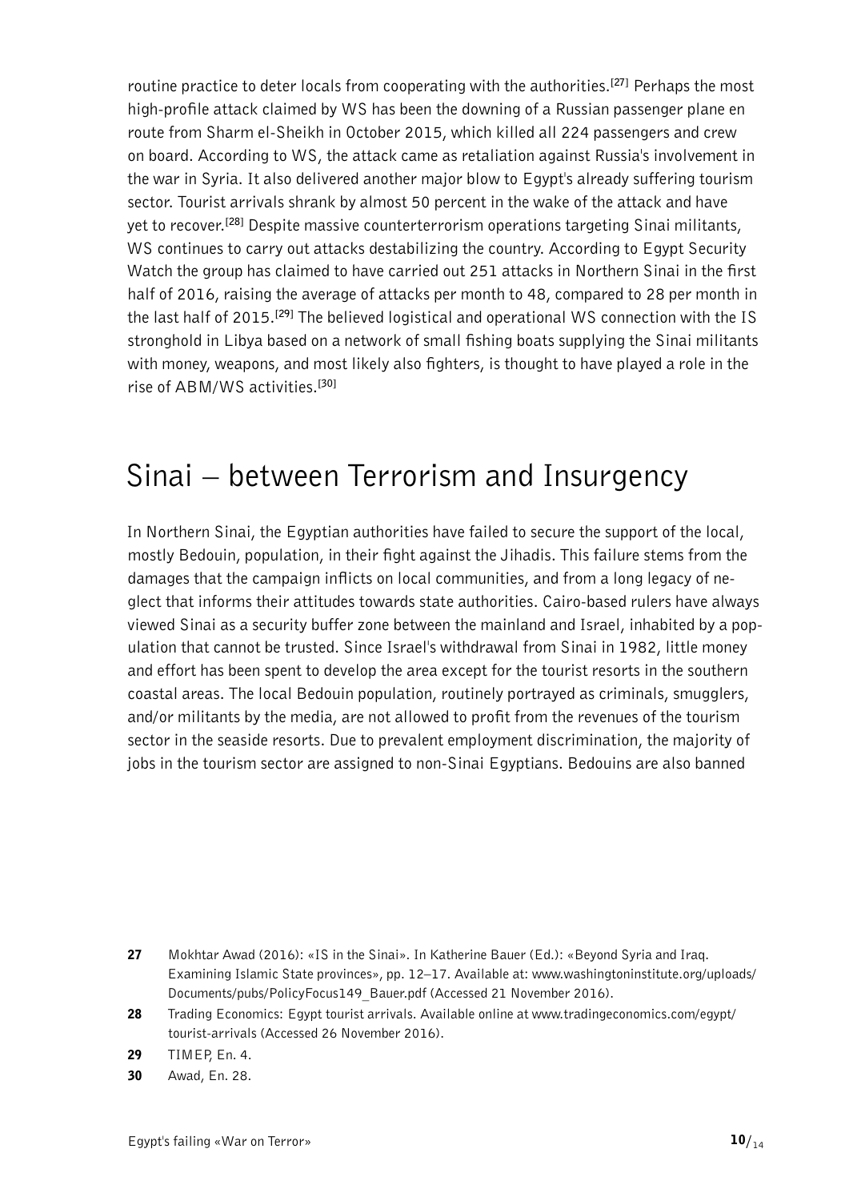routine practice to deter locals from cooperating with the authorities.[27] Perhaps the most high-profile attack claimed by WS has been the downing of a Russian passenger plane en route from Sharm el-Sheikh in October 2015, which killed all 224 passengers and crew on board. According to WS, the attack came as retaliation against Russia's involvement in the war in Syria. It also delivered another major blow to Egypt's already suffering tourism sector. Tourist arrivals shrank by almost 50 percent in the wake of the attack and have yet to recover.[28] Despite massive counterterrorism operations targeting Sinai militants, WS continues to carry out attacks destabilizing the country. According to Egypt Security Watch the group has claimed to have carried out 251 attacks in Northern Sinai in the first half of 2016, raising the average of attacks per month to 48, compared to 28 per month in the last half of 2015.[29] The believed logistical and operational WS connection with the IS stronghold in Libya based on a network of small fishing boats supplying the Sinai militants with money, weapons, and most likely also fighters, is thought to have played a role in the rise of ABM/WS activities.[30]

## Sinai – between Terrorism and Insurgency

In Northern Sinai, the Egyptian authorities have failed to secure the support of the local, mostly Bedouin, population, in their fight against the Jihadis. This failure stems from the damages that the campaign inflicts on local communities, and from a long legacy of neglect that informs their attitudes towards state authorities. Cairo-based rulers have always viewed Sinai as a security buffer zone between the mainland and Israel, inhabited by a population that cannot be trusted. Since Israel's withdrawal from Sinai in 1982, little money and effort has been spent to develop the area except for the tourist resorts in the southern coastal areas. The local Bedouin population, routinely portrayed as criminals, smugglers, and/or militants by the media, are not allowed to profit from the revenues of the tourism sector in the seaside resorts. Due to prevalent employment discrimination, the majority of jobs in the tourism sector are assigned to non-Sinai Egyptians. Bedouins are also banned

27 Mokhtar Awad (2016): «IS in the Sinai». In Katherine Bauer (Ed.): «Beyond Syria and Iraq. Examining Islamic State provinces», pp. 12–17. Available at: www.washingtoninstitute.org/uploads/Documents/pubs/PolicyFocus149_Bauer.pdf (Accessed 21 November 2016).

28 Trading Economics: Egypt tourist arrivals. Available online at www.tradingeconomics.com/egypt/tourist-arrivals (Accessed 26 November 2016).

29 TIMEP, En. 4.

30 Awad, En. 28.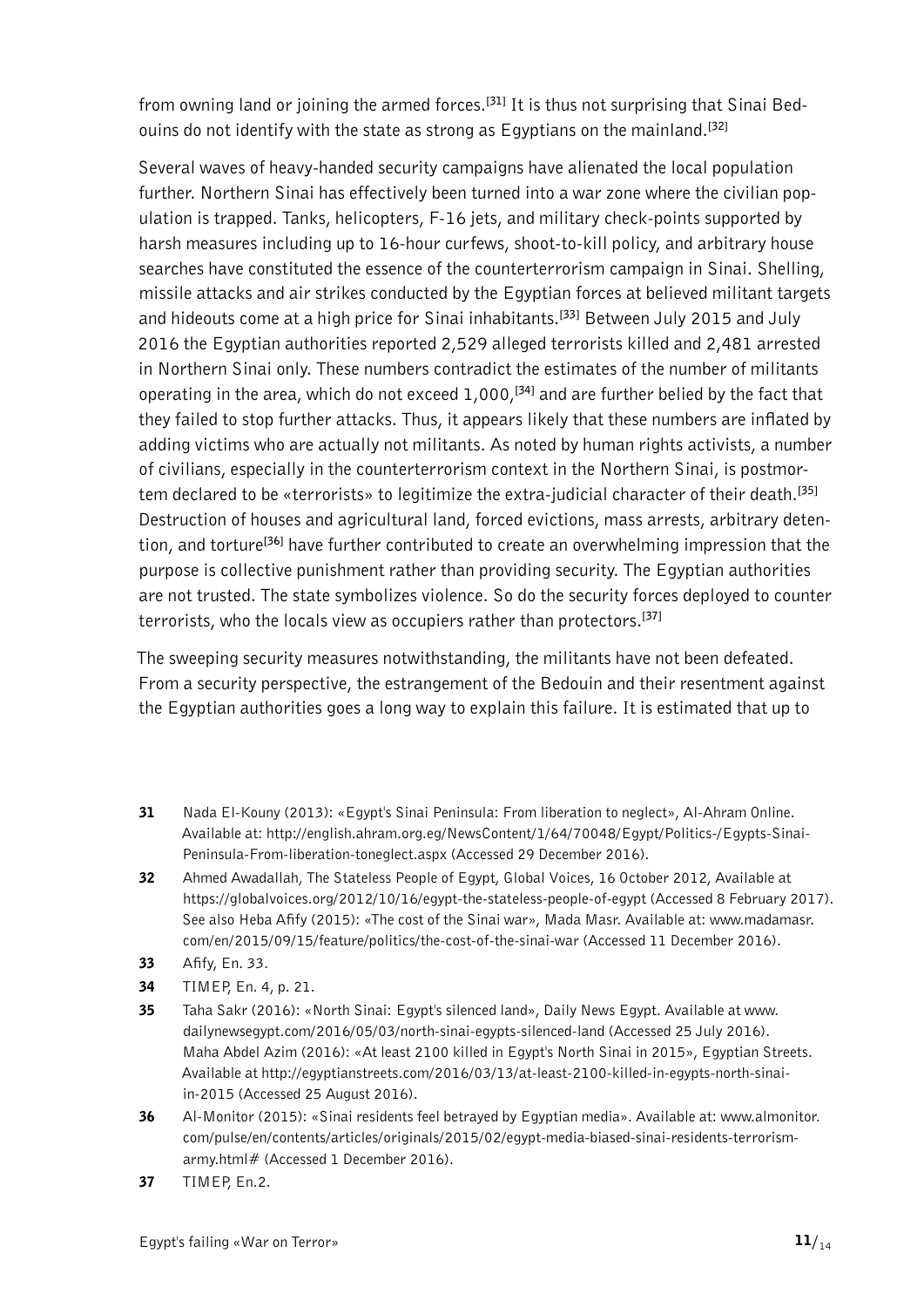from owning land or joining the armed forces.[31] It is thus not surprising that Sinai Bedouins do not identify with the state as strong as Egyptians on the mainland.[32]

Several waves of heavy-handed security campaigns have alienated the local population further. Northern Sinai has effectively been turned into a war zone where the civilian population is trapped. Tanks, helicopters, F-16 jets, and military check-points supported by harsh measures including up to 16-hour curfews, shoot-to-kill policy, and arbitrary house searches have constituted the essence of the counterterrorism campaign in Sinai. Shelling, missile attacks and air strikes conducted by the Egyptian forces at believed militant targets and hideouts come at a high price for Sinai inhabitants.[33] Between July 2015 and July 2016 the Egyptian authorities reported 2,529 alleged terrorists killed and 2,481 arrested in Northern Sinai only. These numbers contradict the estimates of the number of militants operating in the area, which do not exceed 1,000,[34] and are further belied by the fact that they failed to stop further attacks. Thus, it appears likely that these numbers are inflated by adding victims who are actually not militants. As noted by human rights activists, a number of civilians, especially in the counterterrorism context in the Northern Sinai, is postmortem declared to be «terrorists» to legitimize the extra-judicial character of their death.[35] Destruction of houses and agricultural land, forced evictions, mass arrests, arbitrary detention, and torture[36] have further contributed to create an overwhelming impression that the purpose is collective punishment rather than providing security. The Egyptian authorities are not trusted. The state symbolizes violence. So do the security forces deployed to counter terrorists, who the locals view as occupiers rather than protectors.[37]

The sweeping security measures notwithstanding, the militants have not been defeated. From a security perspective, the estrangement of the Bedouin and their resentment against the Egyptian authorities goes a long way to explain this failure. It is estimated that up to

---

31 Nada El-Kouny (2013): «Egypt's Sinai Peninsula: From liberation to neglect», Al-Ahram Online. Available at: http://english.ahram.org.eg/NewsContent/1/64/70048/Egypt/Politics-/Egypts-Sinai-Peninsula-From-liberation-toneglect.aspx (Accessed 29 December 2016).

32 Ahmed Awadallah, The Stateless People of Egypt, Global Voices, 16 October 2012, Available at https://globalvoices.org/2012/10/16/egypt-the-stateless-people-of-egypt (Accessed 8 February 2017). See also Heba Afify (2015): «The cost of the Sinai war», Mada Masr. Available at: www.madamasr.com/en/2015/09/15/feature/politics/the-cost-of-the-sinai-war (Accessed 11 December 2016).

33 Afify, En. 33.

34 TIMEP, En. 4, p. 21.

35 Taha Sakr (2016): «North Sinai: Egypt's silenced land», Daily News Egypt. Available at www.dailynewsegypt.com/2016/05/03/north-sinai-egypts-silenced-land (Accessed 25 July 2016). Maha Abdel Azim (2016): «At least 2100 killed in Egypt's North Sinai in 2015», Egyptian Streets. Available at http://egyptianstreets.com/2016/03/13/at-least-2100-killed-in-egypts-north-sinai-in-2015 (Accessed 25 August 2016).

36 Al-Monitor (2015): «Sinai residents feel betrayed by Egyptian media». Available at: www.almonitor.com/pulse/en/contents/articles/originals/2015/02/egypt-media-biased-sinai-residents-terrorism-army.html# (Accessed 1 December 2016).

37 TIMEP, En.2.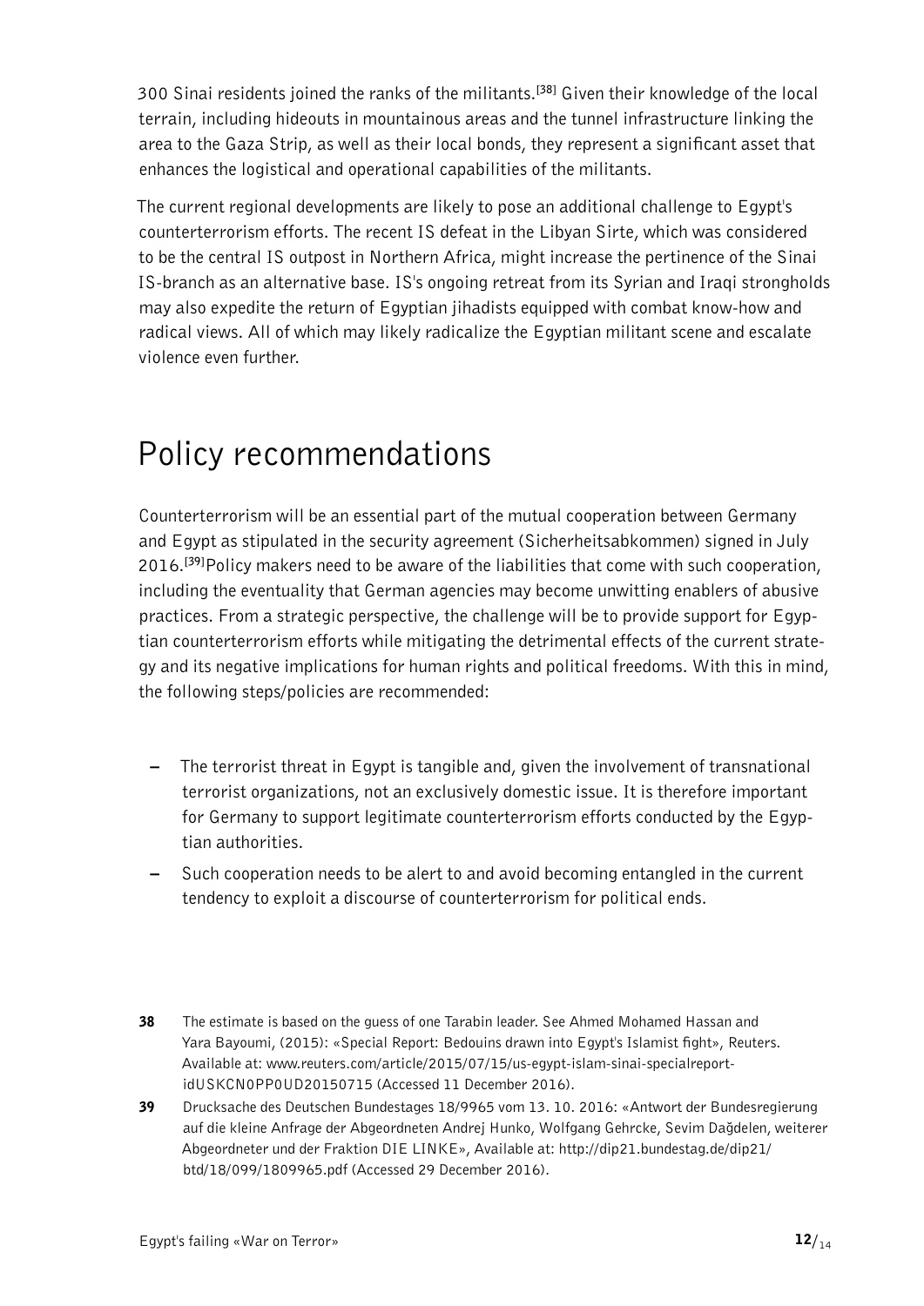300 Sinai residents joined the ranks of the militants.[38] Given their knowledge of the local terrain, including hideouts in mountainous areas and the tunnel infrastructure linking the area to the Gaza Strip, as well as their local bonds, they represent a significant asset that enhances the logistical and operational capabilities of the militants.

The current regional developments are likely to pose an additional challenge to Egypt's counterterrorism efforts. The recent IS defeat in the Libyan Sirte, which was considered to be the central IS outpost in Northern Africa, might increase the pertinence of the Sinai IS-branch as an alternative base. IS's ongoing retreat from its Syrian and Iraqi strongholds may also expedite the return of Egyptian jihadists equipped with combat know-how and radical views. All of which may likely radicalize the Egyptian militant scene and escalate violence even further.

# Policy recommendations

Counterterrorism will be an essential part of the mutual cooperation between Germany and Egypt as stipulated in the security agreement (Sicherheitsabkommen) signed in July 2016.[39] Policy makers need to be aware of the liabilities that come with such cooperation, including the eventuality that German agencies may become unwitting enablers of abusive practices. From a strategic perspective, the challenge will be to provide support for Egyptian counterterrorism efforts while mitigating the detrimental effects of the current strategy and its negative implications for human rights and political freedoms. With this in mind, the following steps/policies are recommended:

- The terrorist threat in Egypt is tangible and, given the involvement of transnational terrorist organizations, not an exclusively domestic issue. It is therefore important for Germany to support legitimate counterterrorism efforts conducted by the Egyptian authorities.
- Such cooperation needs to be alert to and avoid becoming entangled in the current tendency to exploit a discourse of counterterrorism for political ends.

**38** The estimate is based on the guess of one Tarabin leader. See Ahmed Mohamed Hassan and Yara Bayoumi, (2015): «Special Report: Bedouins drawn into Egypt's Islamist fight», Reuters. Available at: www.reuters.com/article/2015/07/15/us-egypt-islam-sinai-specialreport-idUSKCN0PP0UD20150715 (Accessed 11 December 2016).

**39** Drucksache des Deutschen Bundestages 18/9965 vom 13. 10. 2016: «Antwort der Bundesregierung auf die kleine Anfrage der Abgeordneten Andrej Hunko, Wolfgang Gehrcke, Sevim Dağdelen, weiterer Abgeordneter und der Fraktion DIE LINKE», Available at: http://dip21.bundestag.de/dip21/btd/18/099/1809965.pdf (Accessed 29 December 2016).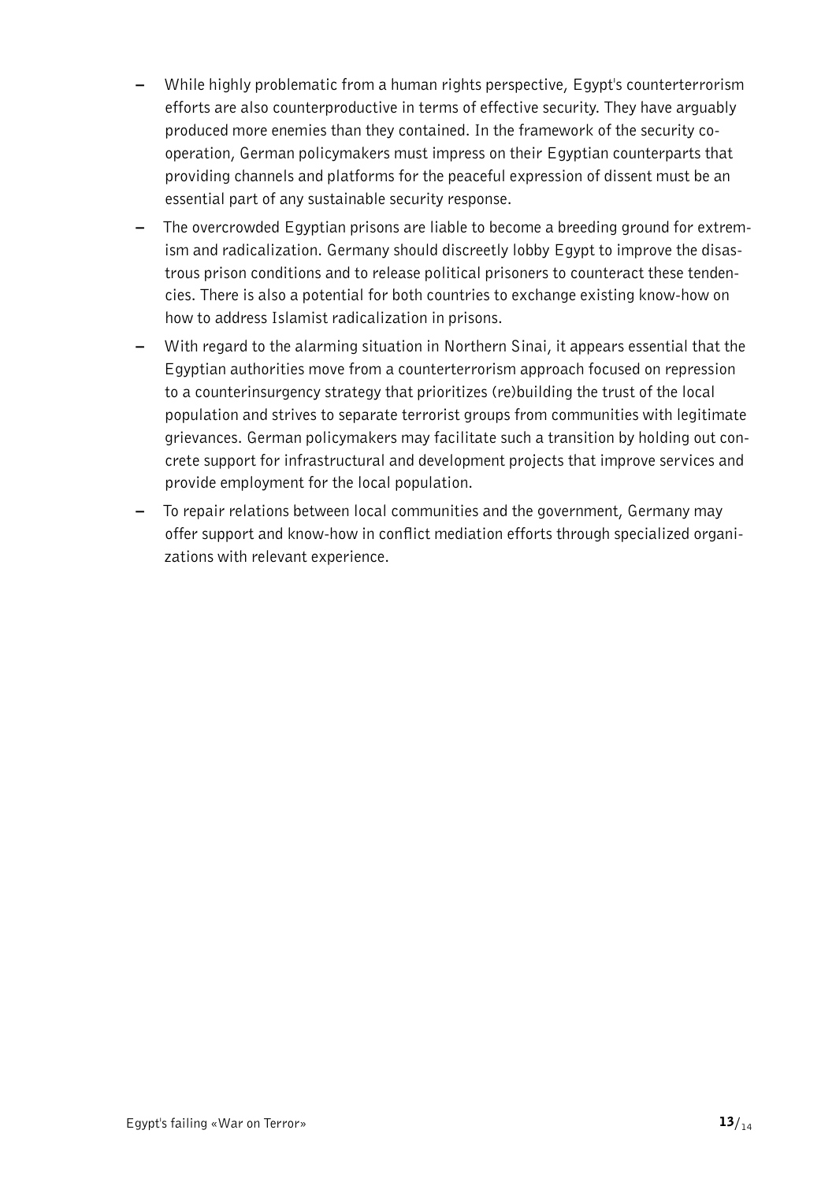- While highly problematic from a human rights perspective, Egypt's counterterrorism efforts are also counterproductive in terms of effective security. They have arguably produced more enemies than they contained. In the framework of the security co-operation, German policymakers must impress on their Egyptian counterparts that providing channels and platforms for the peaceful expression of dissent must be an essential part of any sustainable security response.
- The overcrowded Egyptian prisons are liable to become a breeding ground for extremism and radicalization. Germany should discreetly lobby Egypt to improve the disastrous prison conditions and to release political prisoners to counteract these tendencies. There is also a potential for both countries to exchange existing know-how on how to address Islamist radicalization in prisons.
- With regard to the alarming situation in Northern Sinai, it appears essential that the Egyptian authorities move from a counterterrorism approach focused on repression to a counterinsurgency strategy that prioritizes (re)building the trust of the local population and strives to separate terrorist groups from communities with legitimate grievances. German policymakers may facilitate such a transition by holding out concrete support for infrastructural and development projects that improve services and provide employment for the local population.
- To repair relations between local communities and the government, Germany may offer support and know-how in conflict mediation efforts through specialized organizations with relevant experience.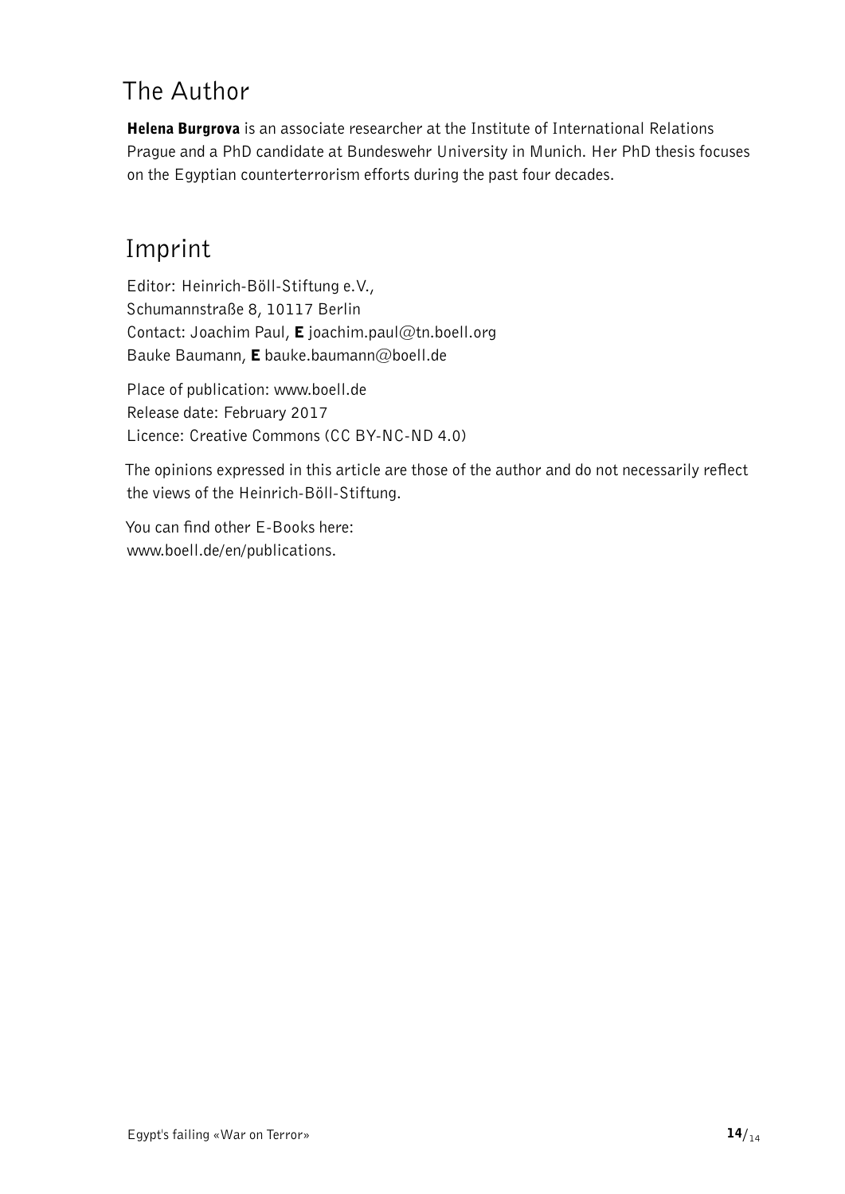## The Author

**Helena Burgrova** is an associate researcher at the Institute of International Relations Prague and a PhD candidate at Bundeswehr University in Munich. Her PhD thesis focuses on the Egyptian counterterrorism efforts during the past four decades.

## Imprint

Editor: Heinrich-Böll-Stiftung e.V.,
Schumannstraße 8, 10117 Berlin
Contact: Joachim Paul, **E** joachim.paul@tn.boell.org
Bauke Baumann, **E** bauke.baumann@boell.de

Place of publication: www.boell.de
Release date: February 2017
Licence: Creative Commons (CC BY-NC-ND 4.0)

The opinions expressed in this article are those of the author and do not necessarily reflect the views of the Heinrich-Böll-Stiftung.

You can find other E-Books here:
www.boell.de/en/publications.